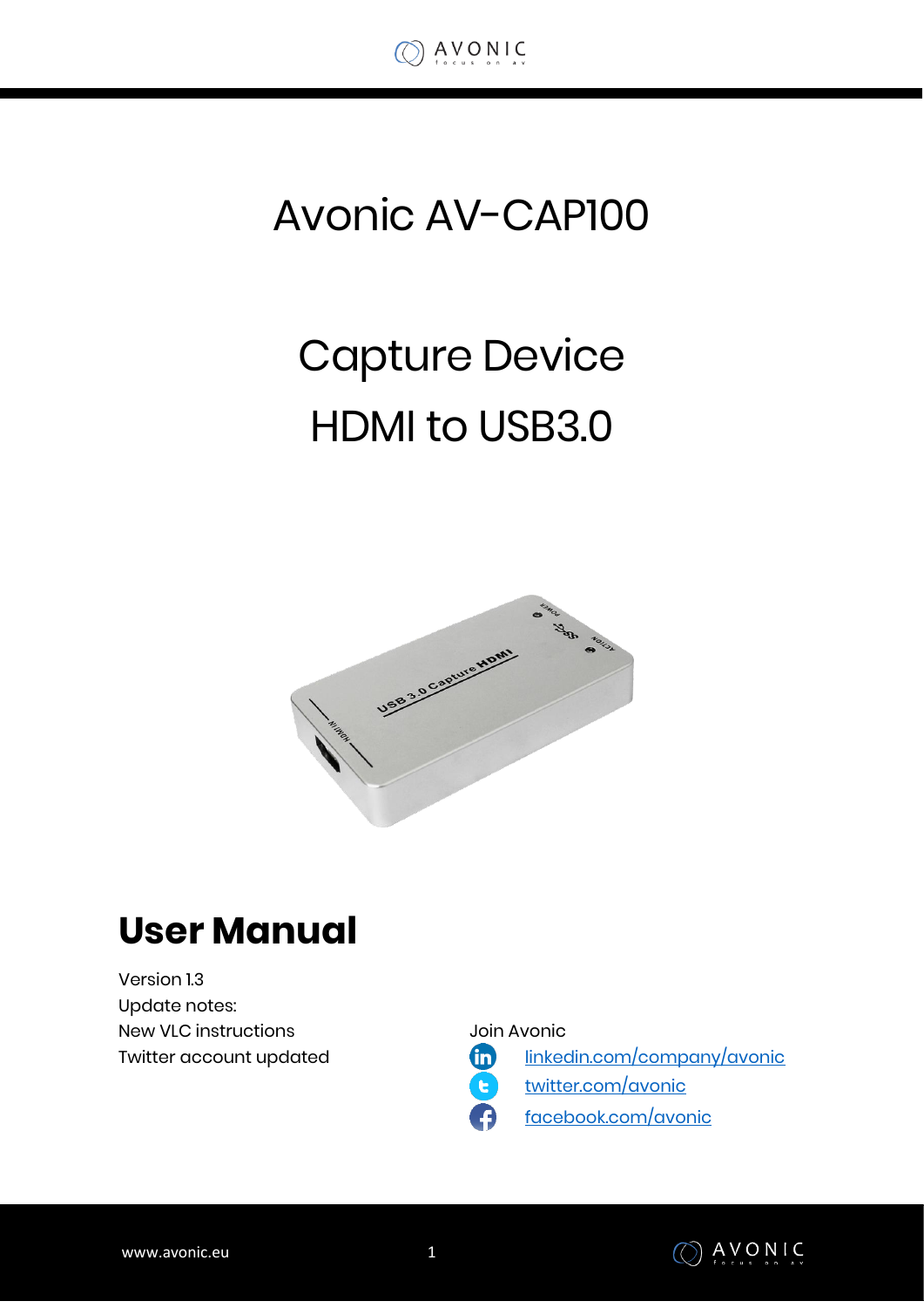# Avonic AV-CAP100

# Capture Device
# HDMI to USB3.0

## User Manual

Version 1.3
Update notes:
New VLC instructions
Twitter account updated

Join Avonic
- [linkedin.com/company/avonic](linkedin.com/company/avonic)
- [twitter.com/avonic](twitter.com/avonic)
- [facebook.com/avonic](facebook.com/avonic)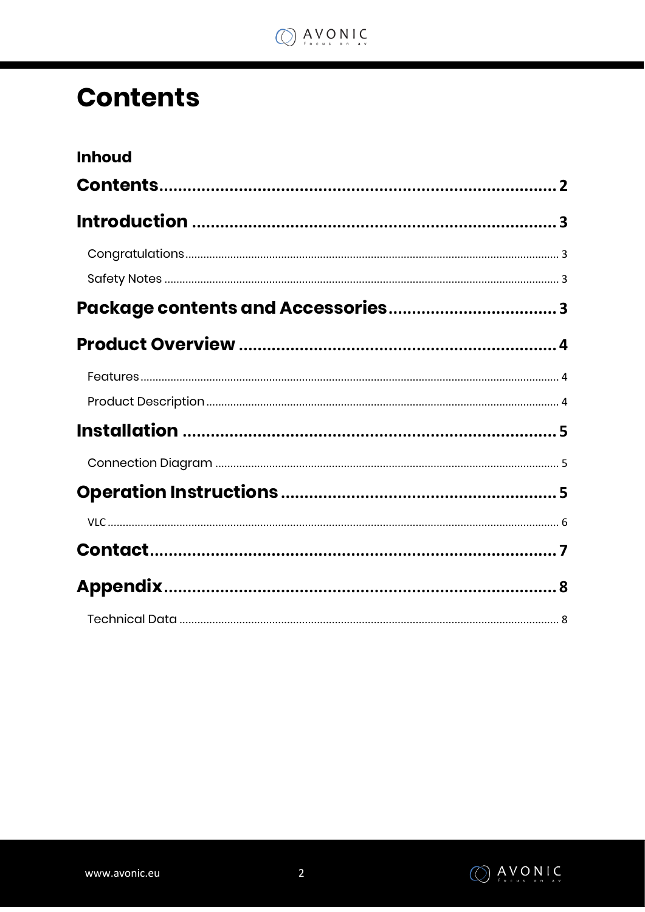# Contents

**Inhoud**

**Contents** .......... 2

**Introduction** .......... 3

- Congratulations .......... 3
- Safety Notes .......... 3

**Package contents and Accessories** .......... 3

**Product Overview** .......... 4

- Features .......... 4
- Product Description .......... 4

**Installation** .......... 5

- Connection Diagram .......... 5

**Operation Instructions** .......... 5

- VLC .......... 6

**Contact** .......... 7

**Appendix** .......... 8

- Technical Data .......... 8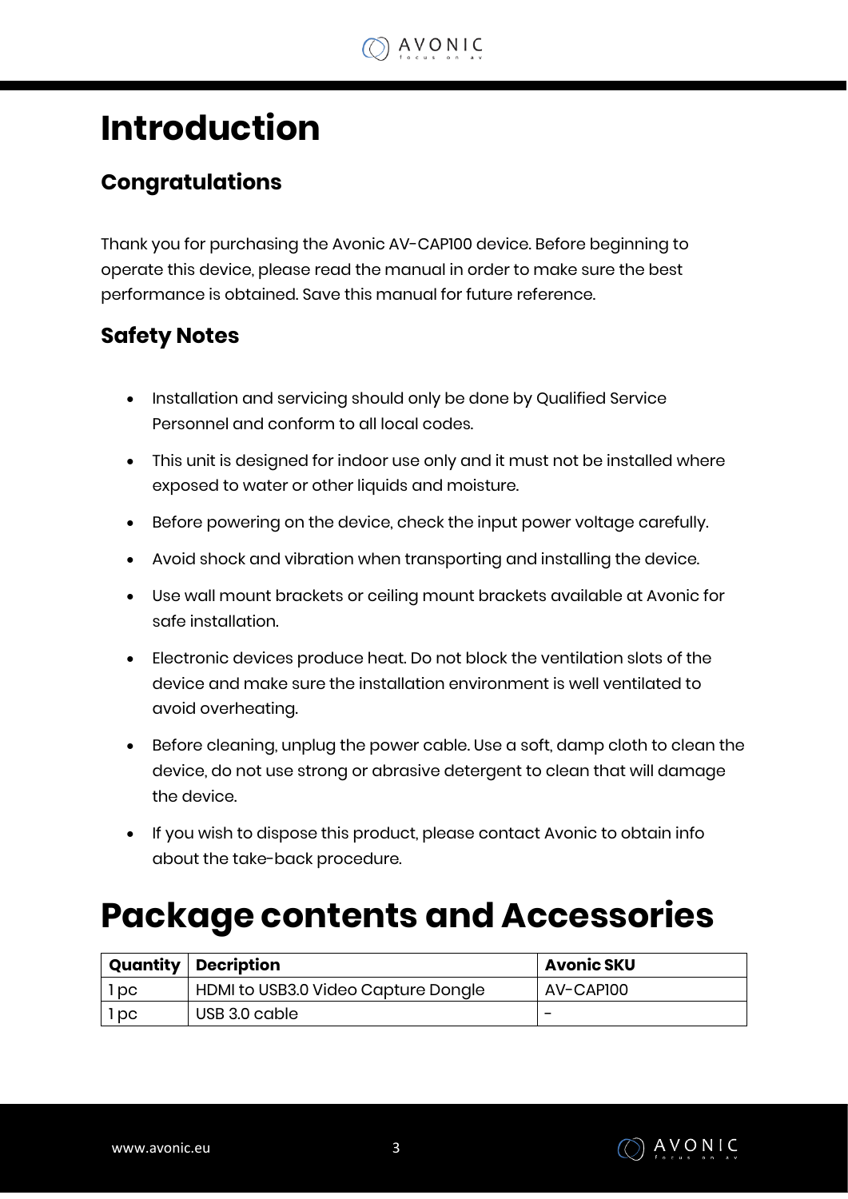# Introduction

## Congratulations

Thank you for purchasing the Avonic AV-CAP100 device. Before beginning to operate this device, please read the manual in order to make sure the best performance is obtained. Save this manual for future reference.

## Safety Notes

- Installation and servicing should only be done by Qualified Service Personnel and conform to all local codes.
- This unit is designed for indoor use only and it must not be installed where exposed to water or other liquids and moisture.
- Before powering on the device, check the input power voltage carefully.
- Avoid shock and vibration when transporting and installing the device.
- Use wall mount brackets or ceiling mount brackets available at Avonic for safe installation.
- Electronic devices produce heat. Do not block the ventilation slots of the device and make sure the installation environment is well ventilated to avoid overheating.
- Before cleaning, unplug the power cable. Use a soft, damp cloth to clean the device, do not use strong or abrasive detergent to clean that will damage the device.
- If you wish to dispose this product, please contact Avonic to obtain info about the take-back procedure.

# Package contents and Accessories

| Quantity | Decription | Avonic SKU |
|---|---|---|
| 1 pc | HDMI to USB3.0 Video Capture Dongle | AV-CAP100 |
| 1 pc | USB 3.0 cable | - |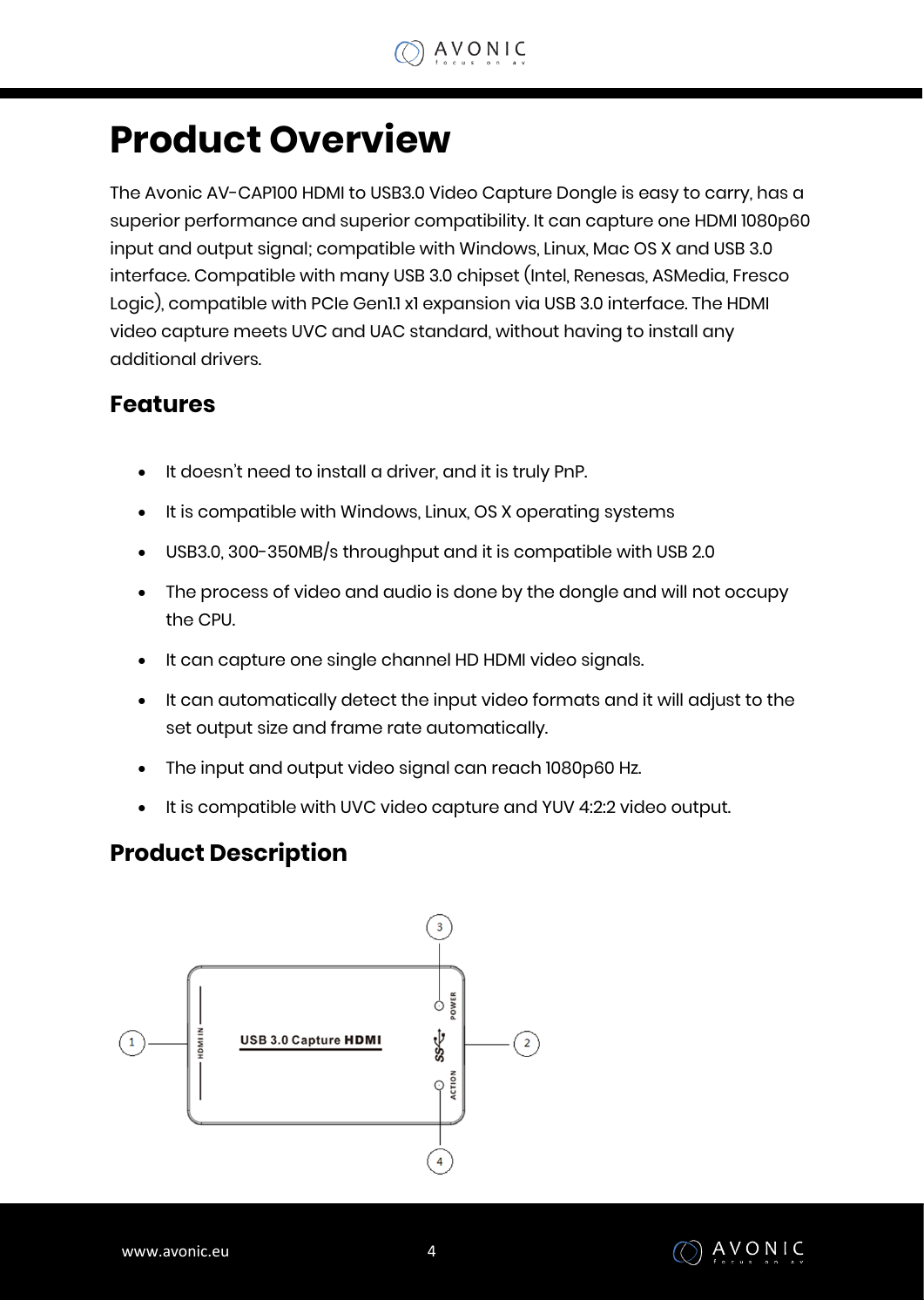# Product Overview

The Avonic AV-CAP100 HDMI to USB3.0 Video Capture Dongle is easy to carry, has a superior performance and superior compatibility. It can capture one HDMI 1080p60 input and output signal; compatible with Windows, Linux, Mac OS X and USB 3.0 interface. Compatible with many USB 3.0 chipset (Intel, Renesas, ASMedia, Fresco Logic), compatible with PCIe Gen1.1 x1 expansion via USB 3.0 interface. The HDMI video capture meets UVC and UAC standard, without having to install any additional drivers.

## Features

- It doesn't need to install a driver, and it is truly PnP.
- It is compatible with Windows, Linux, OS X operating systems
- USB3.0, 300-350MB/s throughput and it is compatible with USB 2.0
- The process of video and audio is done by the dongle and will not occupy the CPU.
- It can capture one single channel HD HDMI video signals.
- It can automatically detect the input video formats and it will adjust to the set output size and frame rate automatically.
- The input and output video signal can reach 1080p60 Hz.
- It is compatible with UVC video capture and YUV 4:2:2 video output.

## Product Description

1 HDMI IN

USB 3.0 Capture HDMI

2 SS

3 POWER

4 ACTION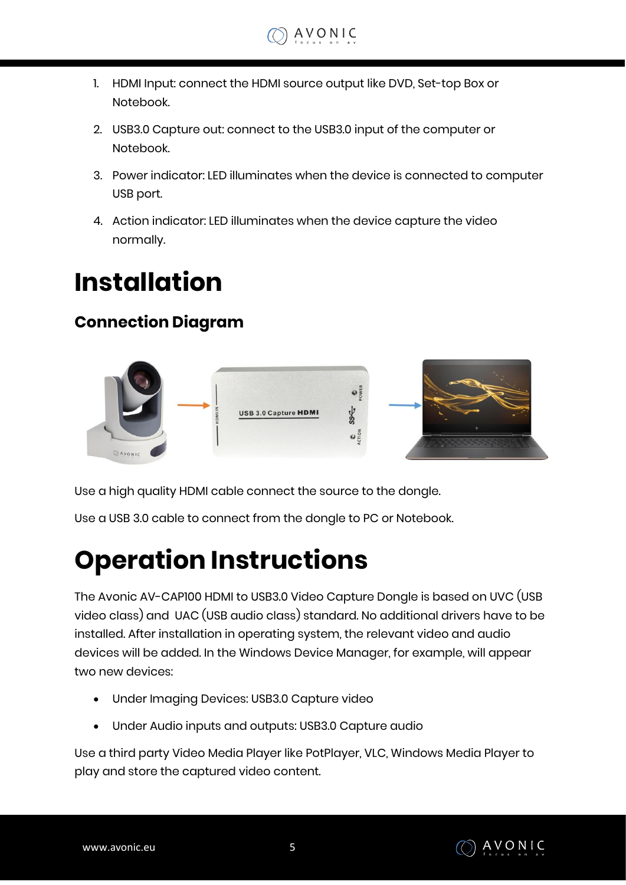1. HDMI Input: connect the HDMI source output like DVD, Set-top Box or Notebook.
2. USB3.0 Capture out: connect to the USB3.0 input of the computer or Notebook.
3. Power indicator: LED illuminates when the device is connected to computer USB port.
4. Action indicator: LED illuminates when the device capture the video normally.

# Installation

## Connection Diagram

Use a high quality HDMI cable connect the source to the dongle.

Use a USB 3.0 cable to connect from the dongle to PC or Notebook.

# Operation Instructions

The Avonic AV-CAP100 HDMI to USB3.0 Video Capture Dongle is based on UVC (USB video class) and UAC (USB audio class) standard. No additional drivers have to be installed. After installation in operating system, the relevant video and audio devices will be added. In the Windows Device Manager, for example, will appear two new devices:

- Under Imaging Devices: USB3.0 Capture video
- Under Audio inputs and outputs: USB3.0 Capture audio

Use a third party Video Media Player like PotPlayer, VLC, Windows Media Player to play and store the captured video content.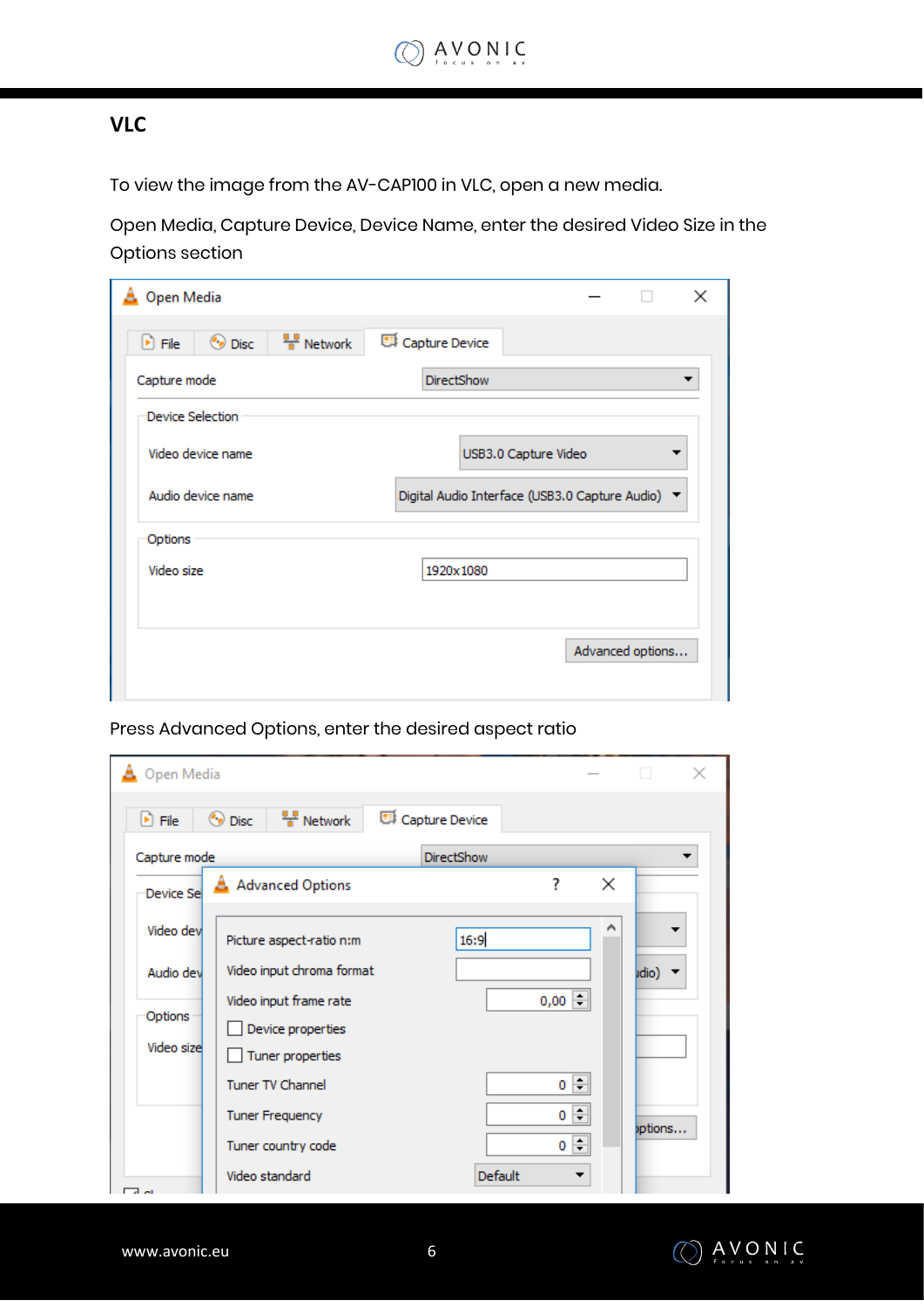## VLC

To view the image from the AV-CAP100 in VLC, open a new media.

Open Media, Capture Device, Device Name, enter the desired Video Size in the Options section

Press Advanced Options, enter the desired aspect ratio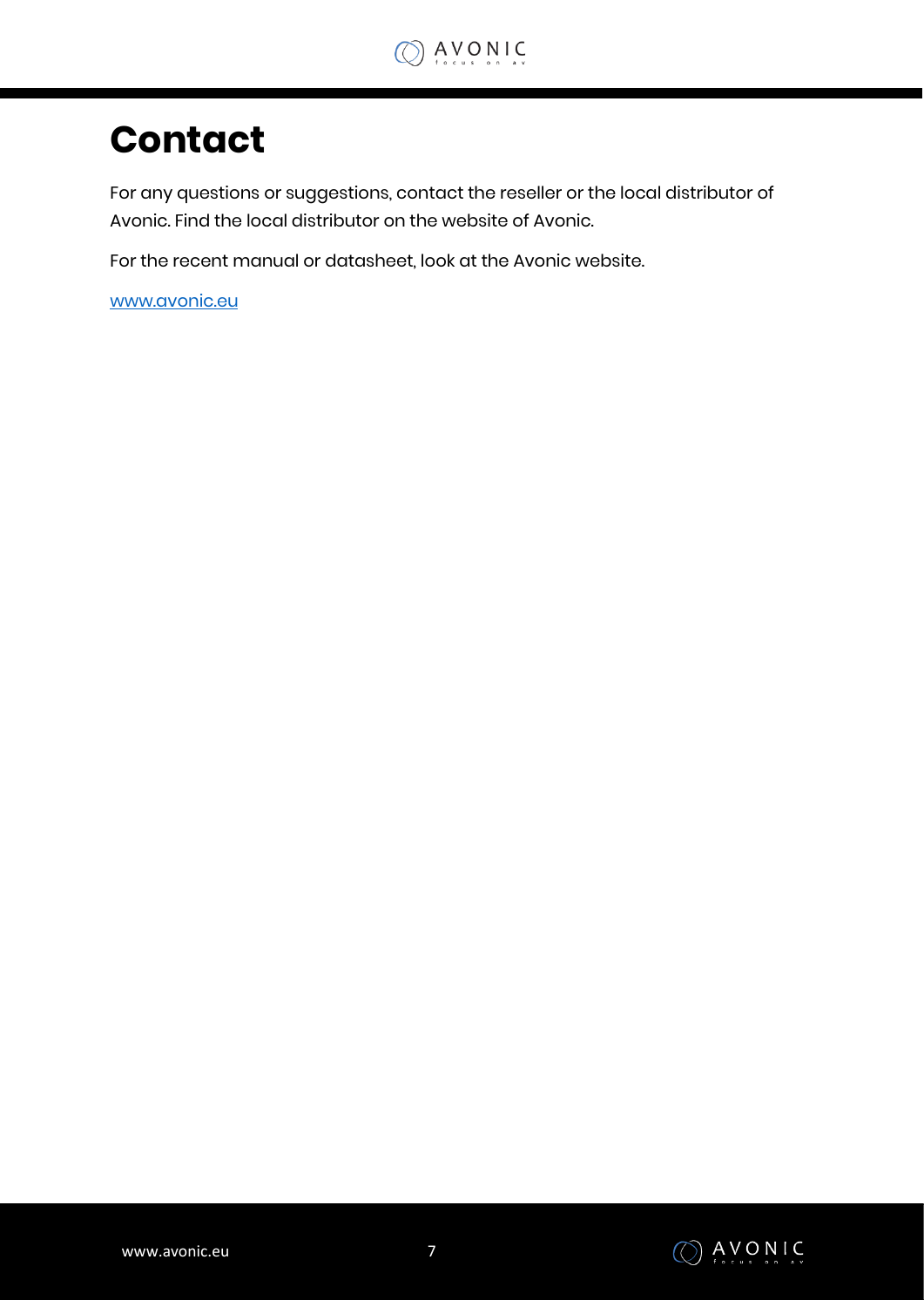# Contact

For any questions or suggestions, contact the reseller or the local distributor of Avonic. Find the local distributor on the website of Avonic.

For the recent manual or datasheet, look at the Avonic website.

[www.avonic.eu](http://www.avonic.eu)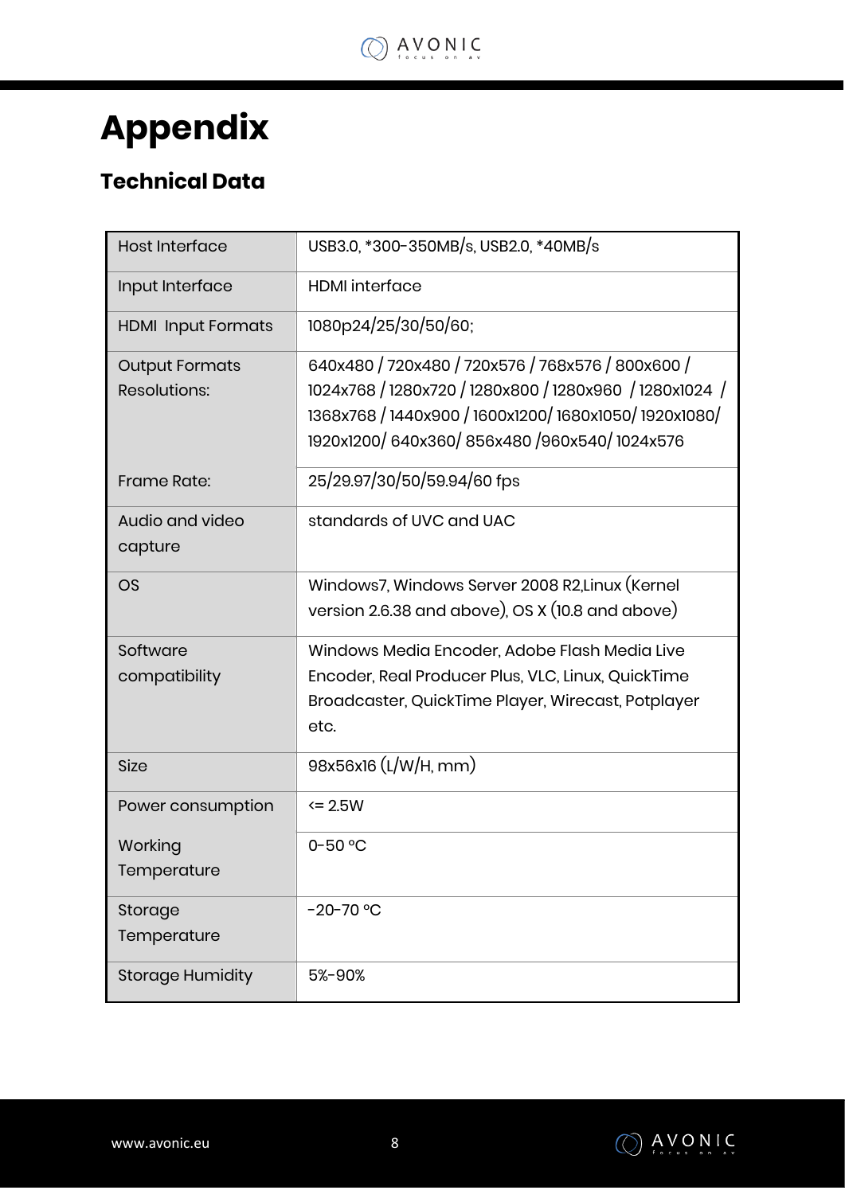# Appendix

## Technical Data

| | |
|---|---|
| Host Interface | USB3.0, *300-350MB/s, USB2.0, *40MB/s |
| Input Interface | HDMI interface |
| HDMI Input Formats | 1080p24/25/30/50/60; |
| Output Formats Resolutions: | 640x480 / 720x480 / 720x576 / 768x576 / 800x600 / 1024x768 / 1280x720 / 1280x800 / 1280x960 / 1280x1024 / 1368x768 / 1440x900 / 1600x1200/ 1680x1050/ 1920x1080/ 1920x1200/ 640x360/ 856x480 /960x540/ 1024x576 |
| Frame Rate: | 25/29.97/30/50/59.94/60 fps |
| Audio and video capture | standards of UVC and UAC |
| OS | Windows7, Windows Server 2008 R2,Linux (Kernel version 2.6.38 and above), OS X (10.8 and above) |
| Software compatibility | Windows Media Encoder, Adobe Flash Media Live Encoder, Real Producer Plus, VLC, Linux, QuickTime Broadcaster, QuickTime Player, Wirecast, Potplayer etc. |
| Size | 98x56x16 (L/W/H, mm) |
| Power consumption | <= 2.5W |
| Working Temperature | 0-50 °C |
| Storage Temperature | -20-70 °C |
| Storage Humidity | 5%-90% |